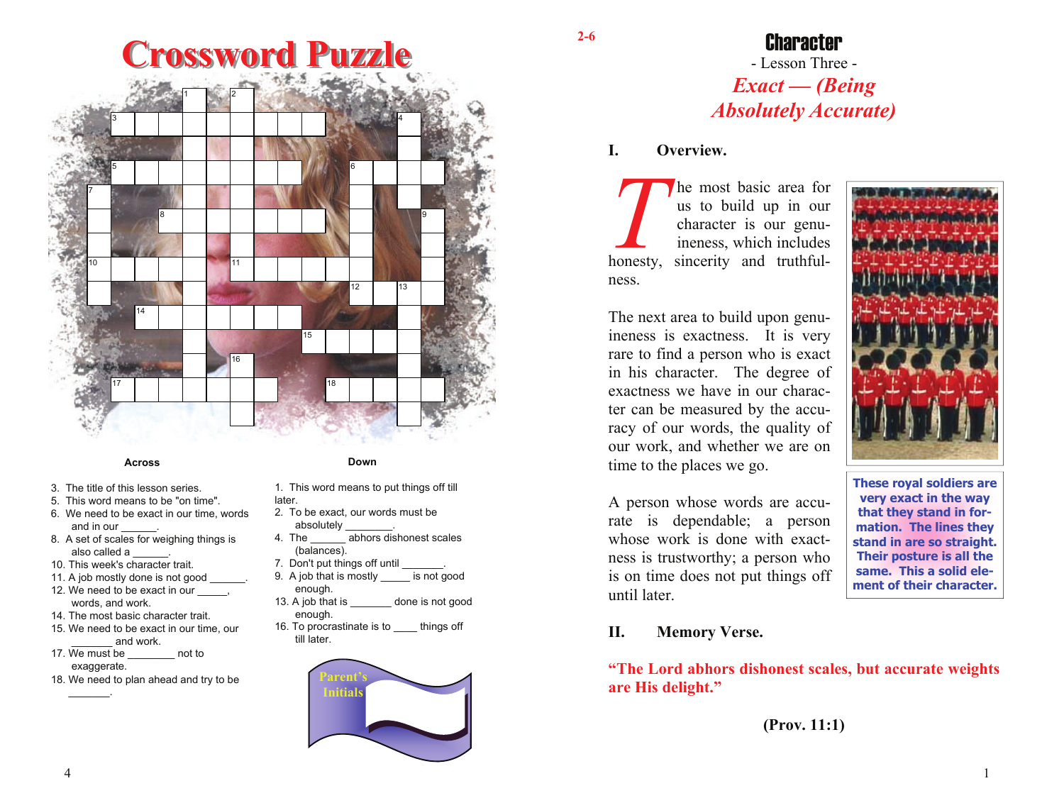# Crossword Puzzle

**Across**

3. The title of this lesson series.
5. This word means to be "on time".
6. We need to be exact in our time, words and in our ______.
8. A set of scales for weighing things is also called a ______.
10. This week's character trait.
11. A job mostly done is not good ______.
12. We need to be exact in our _____, words, and work.
14. The most basic character trait.
15. We need to be exact in our time, our _______ and work.
17. We must be ________ not to exaggerate.
18. We need to plan ahead and try to be _______.

**Down**

1. This word means to put things off till later.
2. To be exact, our words must be absolutely ________.
4. The ______ abhors dishonest scales (balances).
7. Don't put things off until _______.
9. A job that is mostly _____ is not good enough.
13. A job that is _______ done is not good enough.
16. To procrastinate is to ____ things off till later.

Parent's Initials

2-6

# Character

- Lesson Three -

## *Exact — (Being Absolutely Accurate)*

### I. Overview.

The most basic area for us to build up in our character is our genuineness, which includes honesty, sincerity and truthfulness.

The next area to build upon genuineness is exactness. It is very rare to find a person who is exact in his character. The degree of exactness we have in our character can be measured by the accuracy of our words, the quality of our work, and whether we are on time to the places we go.

A person whose words are accurate is dependable; a person whose work is done with exactness is trustworthy; a person who is on time does not put things off until later.

**These royal soldiers are very exact in the way that they stand in formation. The lines they stand in are so straight. Their posture is all the same. This a solid element of their character.**

### II. Memory Verse.

**"The Lord abhors dishonest scales, but accurate weights are His delight."**

**(Prov. 11:1)**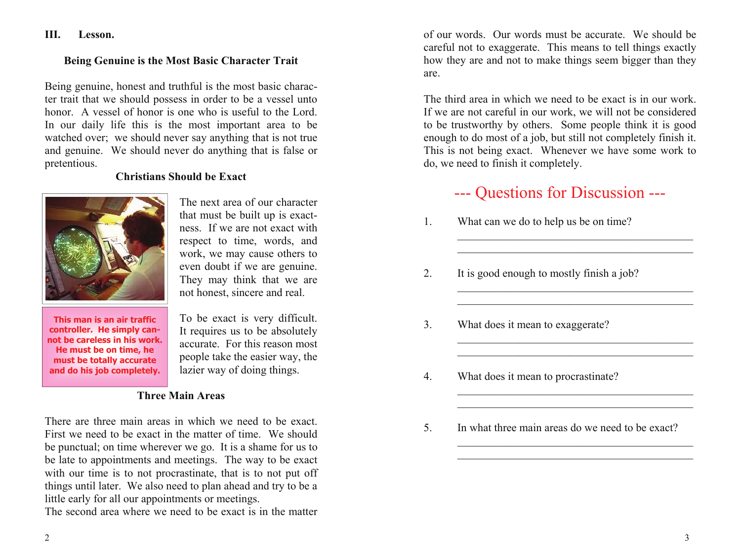## III. Lesson.

### Being Genuine is the Most Basic Character Trait

Being genuine, honest and truthful is the most basic character trait that we should possess in order to be a vessel unto honor. A vessel of honor is one who is useful to the Lord. In our daily life this is the most important area to be watched over; we should never say anything that is not true and genuine. We should never do anything that is false or pretentious.

### Christians Should be Exact

The next area of our character that must be built up is exactness. If we are not exact with respect to time, words, and work, we may cause others to even doubt if we are genuine. They may think that we are not honest, sincere and real.

**This man is an air traffic controller. He simply cannot be careless in his work. He must be on time, he must be totally accurate and do his job completely.**

To be exact is very difficult. It requires us to be absolutely accurate. For this reason most people take the easier way, the lazier way of doing things.

### Three Main Areas

There are three main areas in which we need to be exact. First we need to be exact in the matter of time. We should be punctual; on time wherever we go. It is a shame for us to be late to appointments and meetings. The way to be exact with our time is to not procrastinate, that is to not put off things until later. We also need to plan ahead and try to be a little early for all our appointments or meetings.

The second area where we need to be exact is in the matter of our words. Our words must be accurate. We should be careful not to exaggerate. This means to tell things exactly how they are and not to make things seem bigger than they are.

The third area in which we need to be exact is in our work. If we are not careful in our work, we will not be considered to be trustworthy by others. Some people think it is good enough to do most of a job, but still not completely finish it. This is not being exact. Whenever we have some work to do, we need to finish it completely.

## --- Questions for Discussion ---

1. What can we do to help us be on time?

______________________________________________

______________________________________________

2. It is good enough to mostly finish a job?

______________________________________________

______________________________________________

3. What does it mean to exaggerate?

______________________________________________

______________________________________________

4. What does it mean to procrastinate?

______________________________________________

______________________________________________

5. In what three main areas do we need to be exact?

______________________________________________

______________________________________________